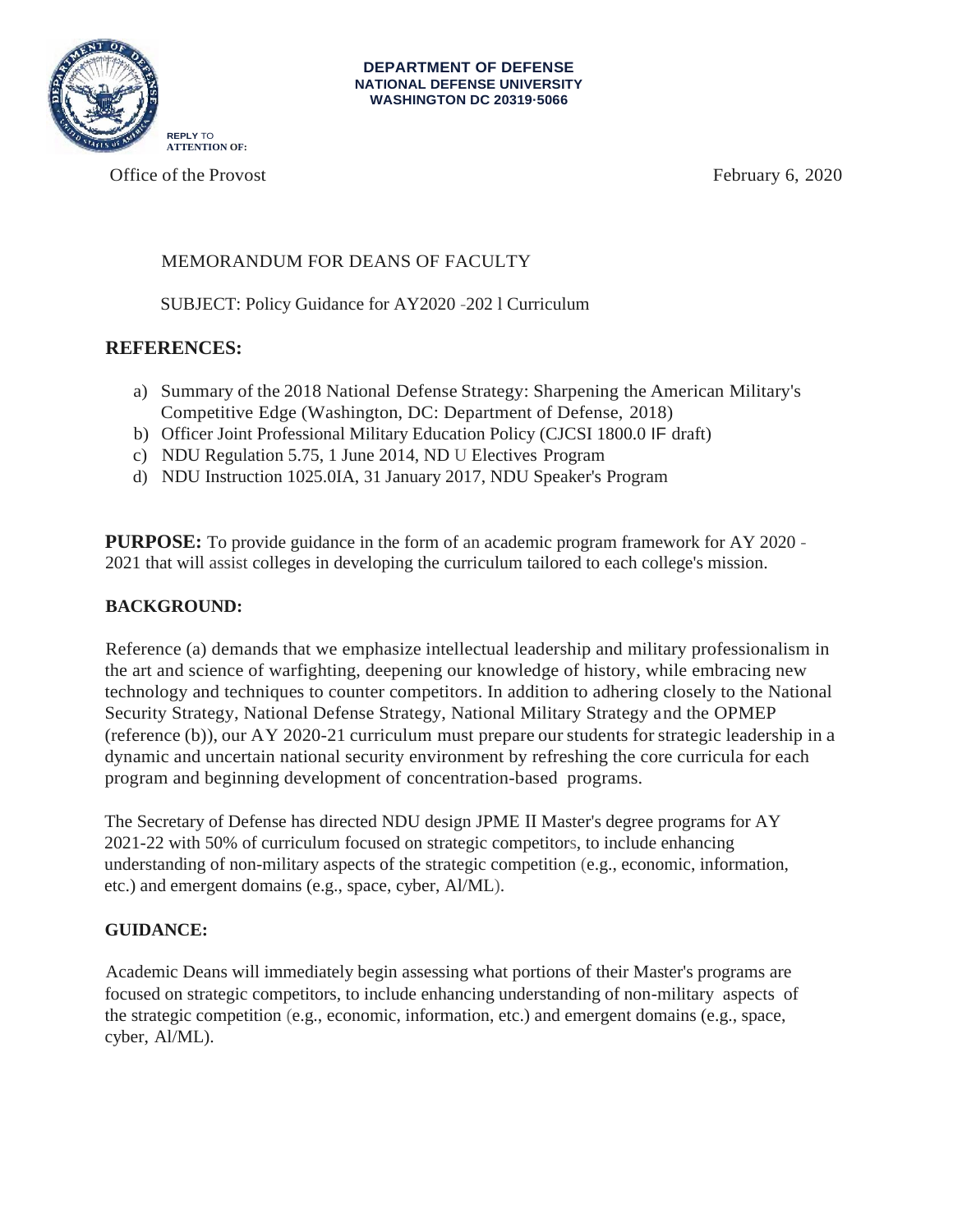**DEPARTMENT OF DEFENSE**
**NATIONAL DEFENSE UNIVERSITY**
**WASHINGTON DC 20319·5066**

**REPLY** TO
**ATTENTION OF:**

Office of the Provost

February 6, 2020

MEMORANDUM FOR DEANS OF FACULTY

SUBJECT: Policy Guidance for AY2020 -202 l Curriculum

## REFERENCES:

a) Summary of the 2018 National Defense Strategy: Sharpening the American Military's Competitive Edge (Washington, DC: Department of Defense, 2018)
b) Officer Joint Professional Military Education Policy (CJCSI 1800.0 IF draft)
c) NDU Regulation 5.75, 1 June 2014, ND U Electives Program
d) NDU Instruction 1025.0IA, 31 January 2017, NDU Speaker's Program

**PURPOSE:** To provide guidance in the form of an academic program framework for AY 2020 - 2021 that will assist colleges in developing the curriculum tailored to each college's mission.

## BACKGROUND:

Reference (a) demands that we emphasize intellectual leadership and military professionalism in the art and science of warfighting, deepening our knowledge of history, while embracing new technology and techniques to counter competitors. In addition to adhering closely to the National Security Strategy, National Defense Strategy, National Military Strategy and the OPMEP (reference (b)), our AY 2020-21 curriculum must prepare our students for strategic leadership in a dynamic and uncertain national security environment by refreshing the core curricula for each program and beginning development of concentration-based programs.

The Secretary of Defense has directed NDU design JPME II Master's degree programs for AY 2021-22 with 50% of curriculum focused on strategic competitors, to include enhancing understanding of non-military aspects of the strategic competition (e.g., economic, information, etc.) and emergent domains (e.g., space, cyber, Al/ML).

## GUIDANCE:

Academic Deans will immediately begin assessing what portions of their Master's programs are focused on strategic competitors, to include enhancing understanding of non-military aspects of the strategic competition (e.g., economic, information, etc.) and emergent domains (e.g., space, cyber, Al/ML).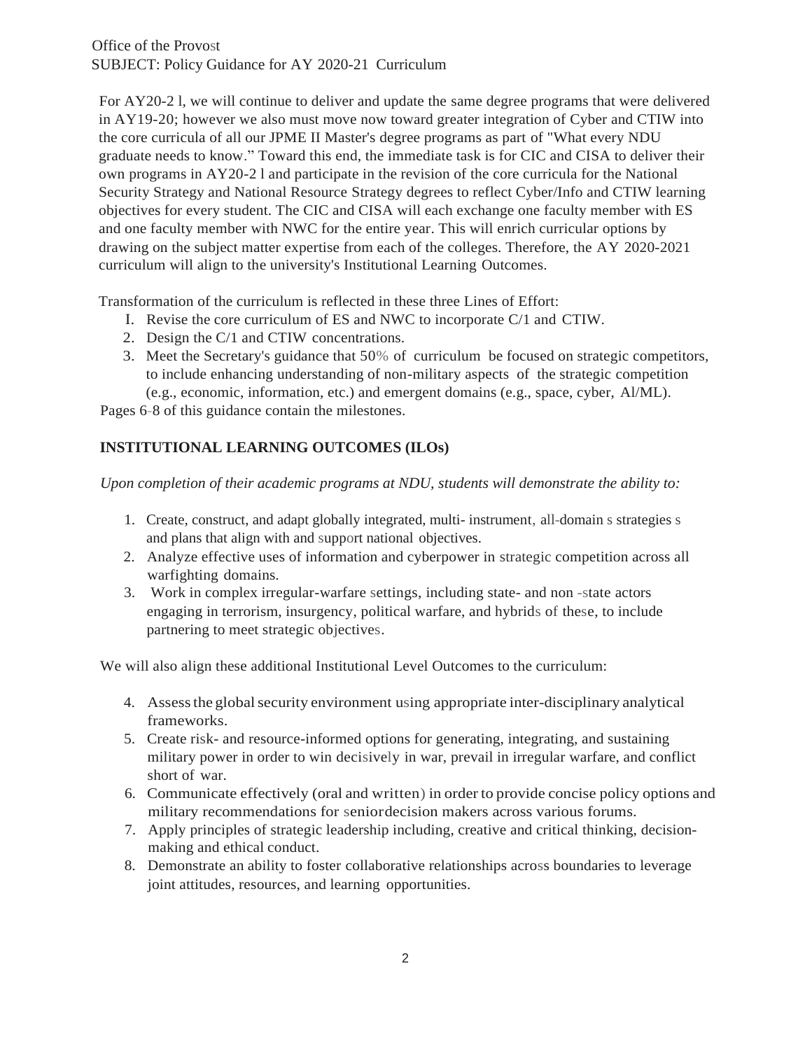Office of the Provost
SUBJECT: Policy Guidance for AY 2020-21 Curriculum

For AY20-2 l, we will continue to deliver and update the same degree programs that were delivered in AY19-20; however we also must move now toward greater integration of Cyber and CTIW into the core curricula of all our JPME II Master's degree programs as part of "What every NDU graduate needs to know." Toward this end, the immediate task is for CIC and CISA to deliver their own programs in AY20-2 l and participate in the revision of the core curricula for the National Security Strategy and National Resource Strategy degrees to reflect Cyber/Info and CTIW learning objectives for every student. The CIC and CISA will each exchange one faculty member with ES and one faculty member with NWC for the entire year. This will enrich curricular options by drawing on the subject matter expertise from each of the colleges. Therefore, the AY 2020-2021 curriculum will align to the university's Institutional Learning Outcomes.

Transformation of the curriculum is reflected in these three Lines of Effort:

1. Revise the core curriculum of ES and NWC to incorporate C/1 and CTIW.
2. Design the C/1 and CTIW concentrations.
3. Meet the Secretary's guidance that 50% of curriculum be focused on strategic competitors, to include enhancing understanding of non-military aspects of the strategic competition (e.g., economic, information, etc.) and emergent domains (e.g., space, cyber, Al/ML).

Pages 6-8 of this guidance contain the milestones.

## INSTITUTIONAL LEARNING OUTCOMES (ILOs)

*Upon completion of their academic programs at NDU, students will demonstrate the ability to:*

1. Create, construct, and adapt globally integrated, multi- instrument, all-domain s strategies s and plans that align with and support national objectives.
2. Analyze effective uses of information and cyberpower in strategic competition across all warfighting domains.
3. Work in complex irregular-warfare settings, including state- and non -state actors engaging in terrorism, insurgency, political warfare, and hybrids of these, to include partnering to meet strategic objectives.

We will also align these additional Institutional Level Outcomes to the curriculum:

4. Assess the global security environment using appropriate inter-disciplinary analytical frameworks.
5. Create risk- and resource-informed options for generating, integrating, and sustaining military power in order to win decisively in war, prevail in irregular warfare, and conflict short of war.
6. Communicate effectively (oral and written) in order to provide concise policy options and military recommendations for seniordecision makers across various forums.
7. Apply principles of strategic leadership including, creative and critical thinking, decision-making and ethical conduct.
8. Demonstrate an ability to foster collaborative relationships across boundaries to leverage joint attitudes, resources, and learning opportunities.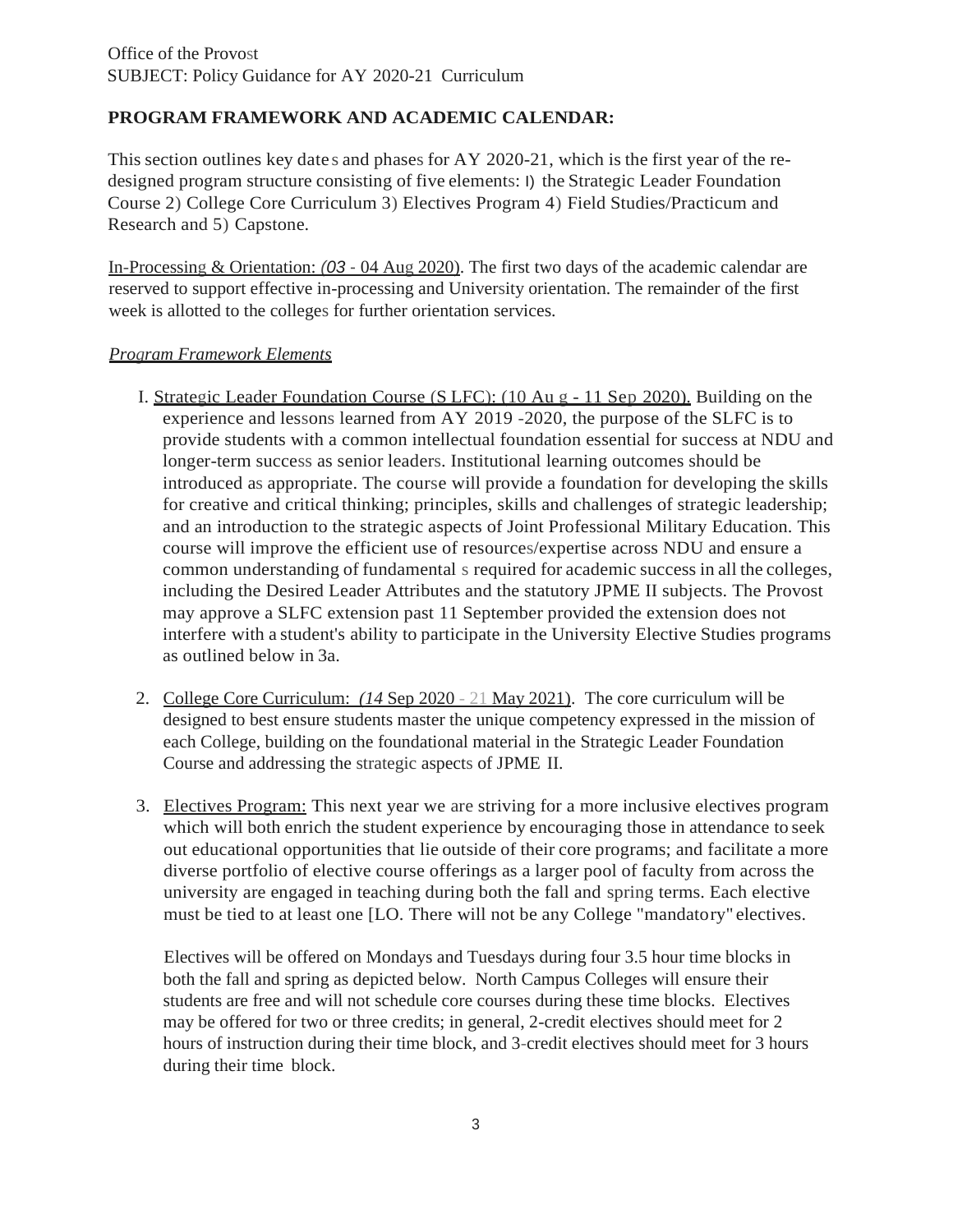Office of the Provost
SUBJECT: Policy Guidance for AY 2020-21 Curriculum

**PROGRAM FRAMEWORK AND ACADEMIC CALENDAR:**

This section outlines key dates and phases for AY 2020-21, which is the first year of the re-designed program structure consisting of five elements: I) the Strategic Leader Foundation Course 2) College Core Curriculum 3) Electives Program 4) Field Studies/Practicum and Research and 5) Capstone.

In-Processing & Orientation: *(03* - 04 Aug 2020). The first two days of the academic calendar are reserved to support effective in-processing and University orientation. The remainder of the first week is allotted to the colleges for further orientation services.

*Program Framework Elements*

I. Strategic Leader Foundation Course (S LFC): (10 Au g - 11 Sep 2020). Building on the experience and lessons learned from AY 2019 -2020, the purpose of the SLFC is to provide students with a common intellectual foundation essential for success at NDU and longer-term success as senior leaders. Institutional learning outcomes should be introduced as appropriate. The course will provide a foundation for developing the skills for creative and critical thinking; principles, skills and challenges of strategic leadership; and an introduction to the strategic aspects of Joint Professional Military Education. This course will improve the efficient use of resources/expertise across NDU and ensure a common understanding of fundamental s required for academic success in all the colleges, including the Desired Leader Attributes and the statutory JPME II subjects. The Provost may approve a SLFC extension past 11 September provided the extension does not interfere with a student's ability to participate in the University Elective Studies programs as outlined below in 3a.

2. College Core Curriculum: *(14* Sep 2020 - 21 May 2021). The core curriculum will be designed to best ensure students master the unique competency expressed in the mission of each College, building on the foundational material in the Strategic Leader Foundation Course and addressing the strategic aspects of JPME II.

3. Electives Program: This next year we are striving for a more inclusive electives program which will both enrich the student experience by encouraging those in attendance to seek out educational opportunities that lie outside of their core programs; and facilitate a more diverse portfolio of elective course offerings as a larger pool of faculty from across the university are engaged in teaching during both the fall and spring terms. Each elective must be tied to at least one [LO. There will not be any College "mandatory" electives.

   Electives will be offered on Mondays and Tuesdays during four 3.5 hour time blocks in both the fall and spring as depicted below. North Campus Colleges will ensure their students are free and will not schedule core courses during these time blocks. Electives may be offered for two or three credits; in general, 2-credit electives should meet for 2 hours of instruction during their time block, and 3-credit electives should meet for 3 hours during their time block.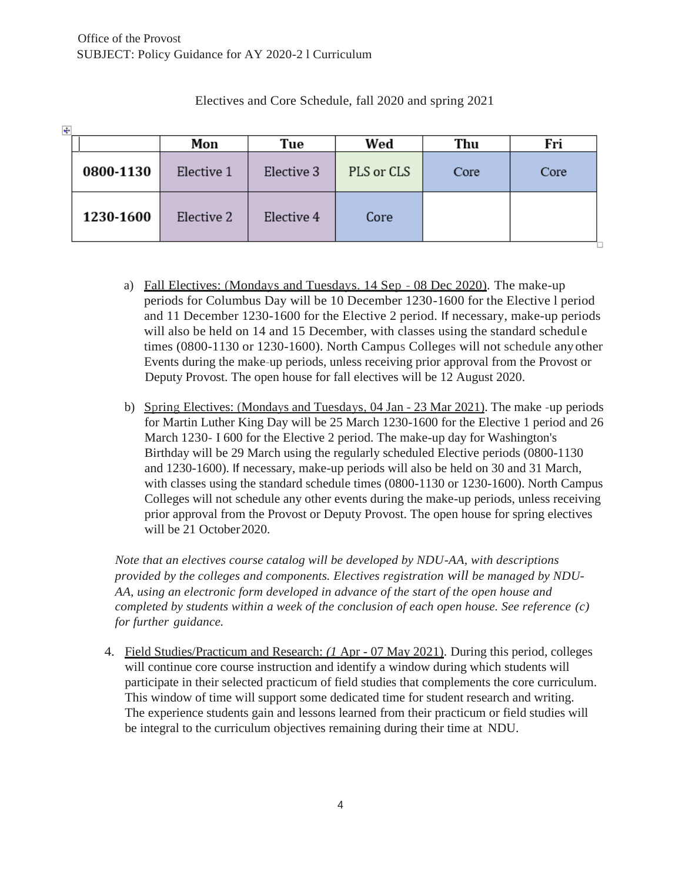Office of the Provost
SUBJECT: Policy Guidance for AY 2020-2 l Curriculum

Electives and Core Schedule, fall 2020 and spring 2021

| | Mon | Tue | Wed | Thu | Fri |
|---|---|---|---|---|---|
| **0800-1130** | Elective 1 | Elective 3 | PLS or CLS | Core | Core |
| **1230-1600** | Elective 2 | Elective 4 | Core | | |

a) Fall Electives: (Mondays and Tuesdays. 14 Sep - 08 Dec 2020). The make-up periods for Columbus Day will be 10 December 1230-1600 for the Elective l period and 11 December 1230-1600 for the Elective 2 period. If necessary, make-up periods will also be held on 14 and 15 December, with classes using the standard schedule times (0800-1130 or 1230-1600). North Campus Colleges will not schedule any other Events during the make-up periods, unless receiving prior approval from the Provost or Deputy Provost. The open house for fall electives will be 12 August 2020.

b) Spring Electives: (Mondays and Tuesdays, 04 Jan - 23 Mar 2021). The make -up periods for Martin Luther King Day will be 25 March 1230-1600 for the Elective 1 period and 26 March 1230- I 600 for the Elective 2 period. The make-up day for Washington's Birthday will be 29 March using the regularly scheduled Elective periods (0800-1130 and 1230-1600). If necessary, make-up periods will also be held on 30 and 31 March, with classes using the standard schedule times (0800-1130 or 1230-1600). North Campus Colleges will not schedule any other events during the make-up periods, unless receiving prior approval from the Provost or Deputy Provost. The open house for spring electives will be 21 October 2020.

*Note that an electives course catalog will be developed by NDU-AA, with descriptions provided by the colleges and components. Electives registration will be managed by NDU-AA, using an electronic form developed in advance of the start of the open house and completed by students within a week of the conclusion of each open house. See reference (c) for further guidance.*

4. Field Studies/Practicum and Research: *(1* Apr - 07 May 2021). During this period, colleges will continue core course instruction and identify a window during which students will participate in their selected practicum of field studies that complements the core curriculum. This window of time will support some dedicated time for student research and writing. The experience students gain and lessons learned from their practicum or field studies will be integral to the curriculum objectives remaining during their time at NDU.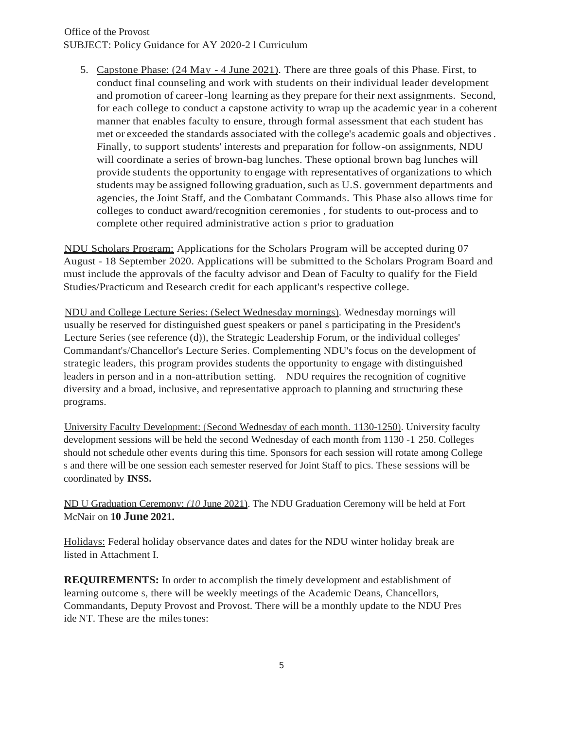5. Capstone Phase: (24 May - 4 June 2021). There are three goals of this Phase. First, to conduct final counseling and work with students on their individual leader development and promotion of career-long learning as they prepare for their next assignments. Second, for each college to conduct a capstone activity to wrap up the academic year in a coherent manner that enables faculty to ensure, through formal assessment that each student has met or exceeded the standards associated with the college's academic goals and objectives. Finally, to support students' interests and preparation for follow-on assignments, NDU will coordinate a series of brown-bag lunches. These optional brown bag lunches will provide students the opportunity to engage with representatives of organizations to which students may be assigned following graduation, such as U.S. government departments and agencies, the Joint Staff, and the Combatant Commands. This Phase also allows time for colleges to conduct award/recognition ceremonies, for students to out-process and to complete other required administrative actions prior to graduation

NDU Scholars Program: Applications for the Scholars Program will be accepted during 07 August - 18 September 2020. Applications will be submitted to the Scholars Program Board and must include the approvals of the faculty advisor and Dean of Faculty to qualify for the Field Studies/Practicum and Research credit for each applicant's respective college.

NDU and College Lecture Series: (Select Wednesday mornings). Wednesday mornings will usually be reserved for distinguished guest speakers or panels participating in the President's Lecture Series (see reference (d)), the Strategic Leadership Forum, or the individual colleges' Commandant's/Chancellor's Lecture Series. Complementing NDU's focus on the development of strategic leaders, this program provides students the opportunity to engage with distinguished leaders in person and in a non-attribution setting. NDU requires the recognition of cognitive diversity and a broad, inclusive, and representative approach to planning and structuring these programs.

University Faculty Development: (Second Wednesday of each month. 1130-1250). University faculty development sessions will be held the second Wednesday of each month from 1130-1250. Colleges should not schedule other events during this time. Sponsors for each session will rotate among Colleges and there will be one session each semester reserved for Joint Staff topics. These sessions will be coordinated by **INSS.**

NDU Graduation Ceremony: (*10* June 2021). The NDU Graduation Ceremony will be held at Fort McNair on **10 June 2021.**

Holidays: Federal holiday observance dates and dates for the NDU winter holiday break are listed in Attachment I.

**REQUIREMENTS:** In order to accomplish the timely development and establishment of learning outcomes, there will be weekly meetings of the Academic Deans, Chancellors, Commandants, Deputy Provost and Provost. There will be a monthly update to the NDU President. These are the milestones: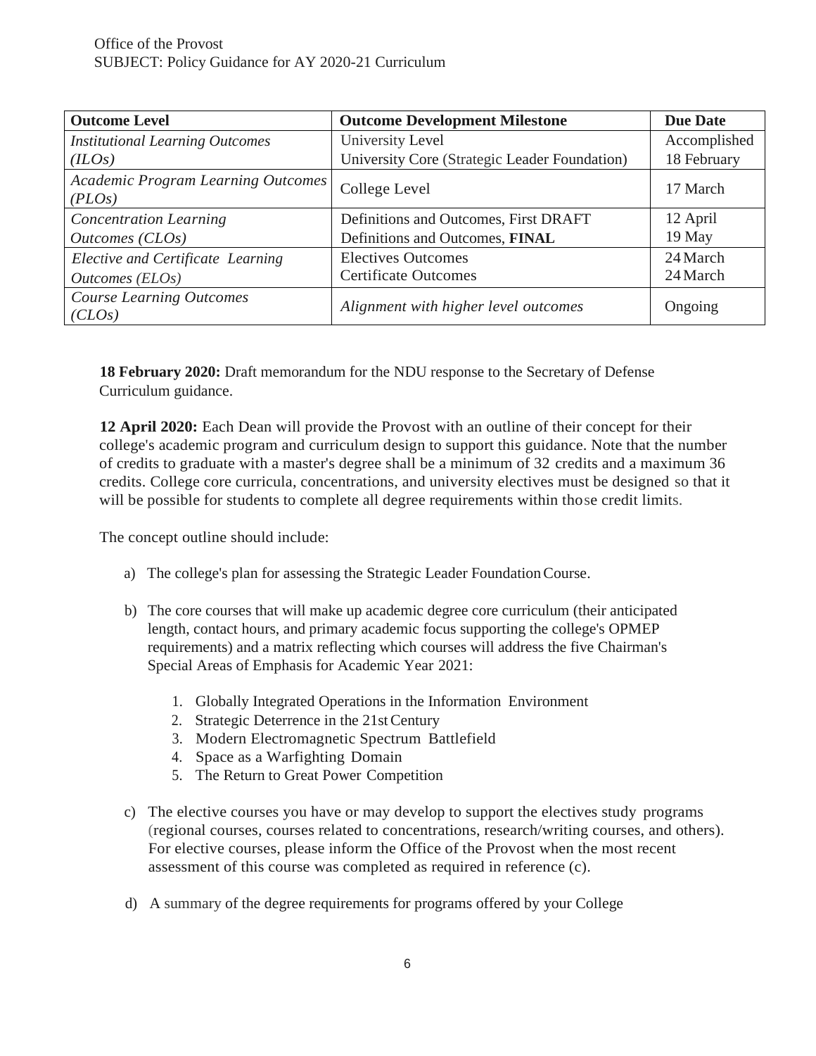| Outcome Level | Outcome Development Milestone | Due Date |
|---|---|---|
| *Institutional Learning Outcomes (ILOs)* | University Level<br>University Core (Strategic Leader Foundation) | Accomplished<br>18 February |
| *Academic Program Learning Outcomes (PLOs)* | College Level | 17 March |
| *Concentration Learning Outcomes (CLOs)* | Definitions and Outcomes, First DRAFT<br>Definitions and Outcomes, **FINAL** | 12 April<br>19 May |
| *Elective and Certificate Learning Outcomes (ELOs)* | Electives Outcomes<br>Certificate Outcomes | 24 March<br>24 March |
| *Course Learning Outcomes (CLOs)* | *Alignment with higher level outcomes* | Ongoing |

**18 February 2020:** Draft memorandum for the NDU response to the Secretary of Defense Curriculum guidance.

**12 April 2020:** Each Dean will provide the Provost with an outline of their concept for their college's academic program and curriculum design to support this guidance. Note that the number of credits to graduate with a master's degree shall be a minimum of 32 credits and a maximum 36 credits. College core curricula, concentrations, and university electives must be designed so that it will be possible for students to complete all degree requirements within those credit limits.

The concept outline should include:

a) The college's plan for assessing the Strategic Leader Foundation Course.

b) The core courses that will make up academic degree core curriculum (their anticipated length, contact hours, and primary academic focus supporting the college's OPMEP requirements) and a matrix reflecting which courses will address the five Chairman's Special Areas of Emphasis for Academic Year 2021:

   1. Globally Integrated Operations in the Information Environment
   2. Strategic Deterrence in the 21st Century
   3. Modern Electromagnetic Spectrum Battlefield
   4. Space as a Warfighting Domain
   5. The Return to Great Power Competition

c) The elective courses you have or may develop to support the electives study programs (regional courses, courses related to concentrations, research/writing courses, and others). For elective courses, please inform the Office of the Provost when the most recent assessment of this course was completed as required in reference (c).

d) A summary of the degree requirements for programs offered by your College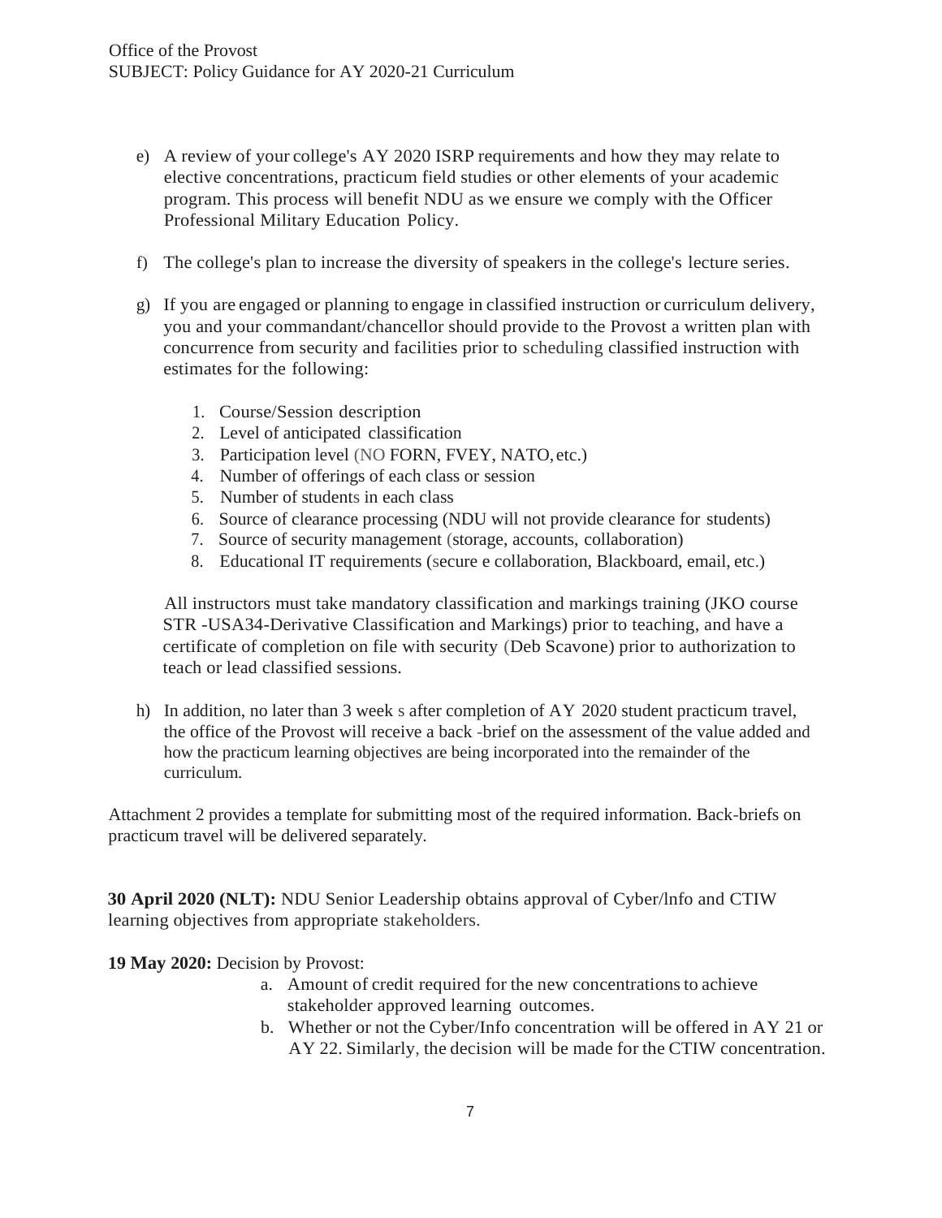e) A review of your college's AY 2020 ISRP requirements and how they may relate to elective concentrations, practicum field studies or other elements of your academic program. This process will benefit NDU as we ensure we comply with the Officer Professional Military Education Policy.

f) The college's plan to increase the diversity of speakers in the college's lecture series.

g) If you are engaged or planning to engage in classified instruction or curriculum delivery, you and your commandant/chancellor should provide to the Provost a written plan with concurrence from security and facilities prior to scheduling classified instruction with estimates for the following:

   1. Course/Session description
   2. Level of anticipated classification
   3. Participation level (NO FORN, FVEY, NATO, etc.)
   4. Number of offerings of each class or session
   5. Number of students in each class
   6. Source of clearance processing (NDU will not provide clearance for students)
   7. Source of security management (storage, accounts, collaboration)
   8. Educational IT requirements (secure e collaboration, Blackboard, email, etc.)

   All instructors must take mandatory classification and markings training (JKO course STR -USA34-Derivative Classification and Markings) prior to teaching, and have a certificate of completion on file with security (Deb Scavone) prior to authorization to teach or lead classified sessions.

h) In addition, no later than 3 week s after completion of AY 2020 student practicum travel, the office of the Provost will receive a back -brief on the assessment of the value added and how the practicum learning objectives are being incorporated into the remainder of the curriculum.

Attachment 2 provides a template for submitting most of the required information. Back-briefs on practicum travel will be delivered separately.

**30 April 2020 (NLT):** NDU Senior Leadership obtains approval of Cyber/lnfo and CTIW learning objectives from appropriate stakeholders.

**19 May 2020:** Decision by Provost:

a. Amount of credit required for the new concentrations to achieve stakeholder approved learning outcomes.
b. Whether or not the Cyber/Info concentration will be offered in AY 21 or AY 22. Similarly, the decision will be made for the CTIW concentration.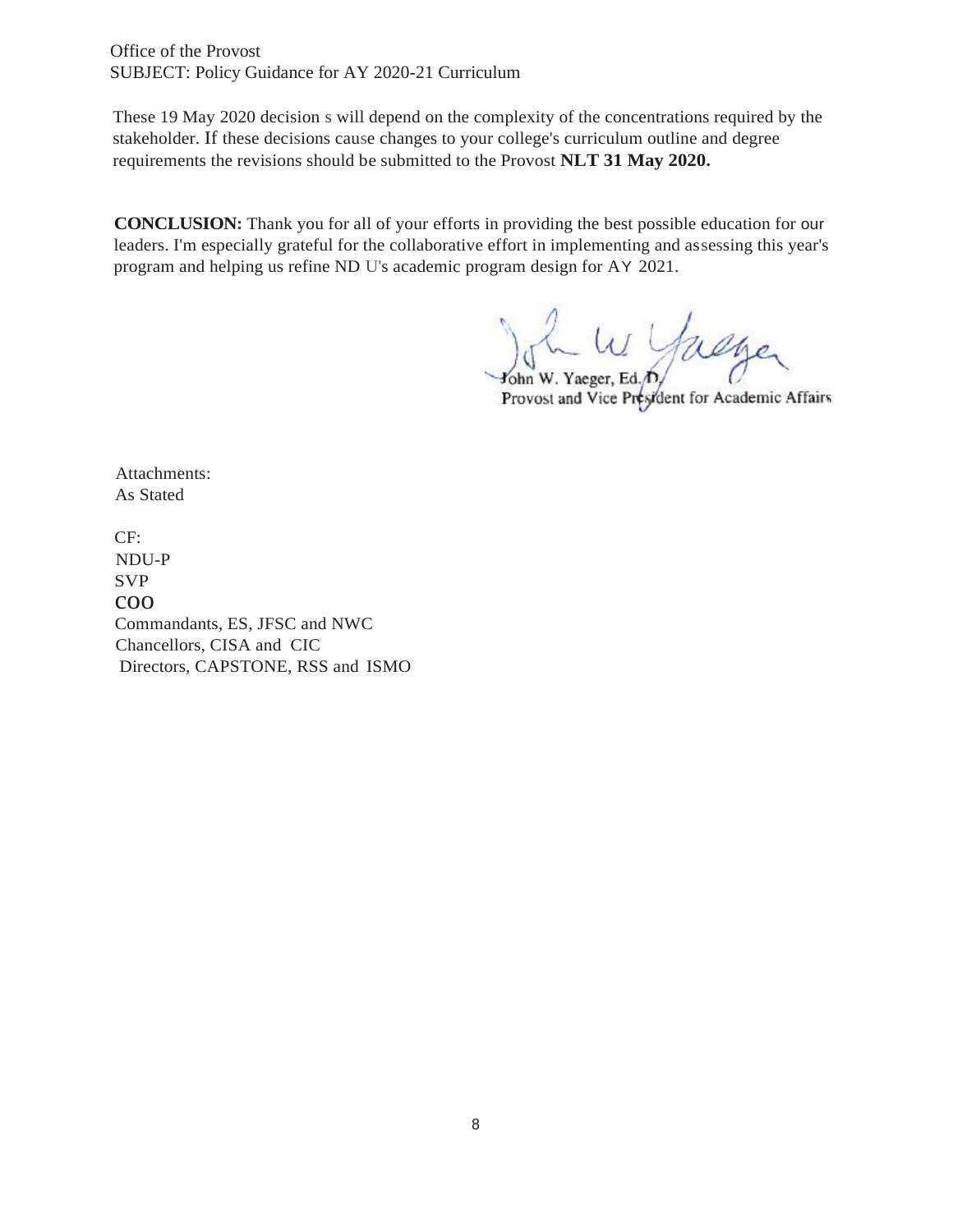Office of the Provost
SUBJECT: Policy Guidance for AY 2020-21 Curriculum

These 19 May 2020 decision s will depend on the complexity of the concentrations required by the stakeholder. If these decisions cause changes to your college's curriculum outline and degree requirements the revisions should be submitted to the Provost **NLT 31 May 2020.**

**CONCLUSION:** Thank you for all of your efforts in providing the best possible education for our leaders. I'm especially grateful for the collaborative effort in implementing and assessing this year's program and helping us refine ND U's academic program design for AY 2021.

John W. Yaeger, Ed. D.
Provost and Vice President for Academic Affairs

Attachments:
As Stated

CF:
NDU-P
SVP
COO
Commandants, ES, JFSC and NWC
Chancellors, CISA and CIC
Directors, CAPSTONE, RSS and ISMO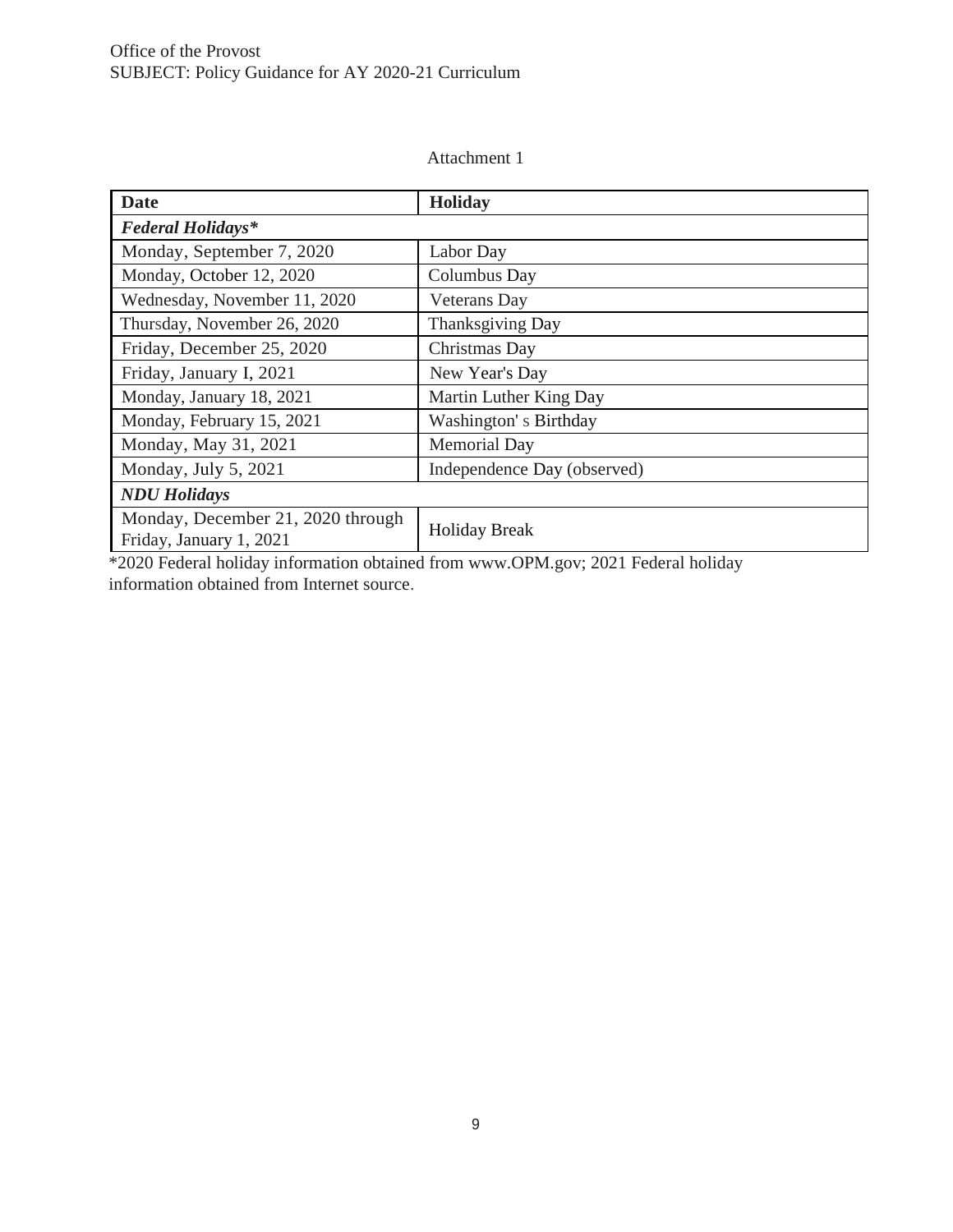Office of the Provost
SUBJECT: Policy Guidance for AY 2020-21 Curriculum

Attachment 1

| **Date** | **Holiday** |
|---|---|
| ***Federal Holidays**** | |
| Monday, September 7, 2020 | Labor Day |
| Monday, October 12, 2020 | Columbus Day |
| Wednesday, November 11, 2020 | Veterans Day |
| Thursday, November 26, 2020 | Thanksgiving Day |
| Friday, December 25, 2020 | Christmas Day |
| Friday, January I, 2021 | New Year's Day |
| Monday, January 18, 2021 | Martin Luther King Day |
| Monday, February 15, 2021 | Washington' s Birthday |
| Monday, May 31, 2021 | Memorial Day |
| Monday, July 5, 2021 | Independence Day (observed) |
| ***NDU Holidays*** | |
| Monday, December 21, 2020 through Friday, January 1, 2021 | Holiday Break |

*2020 Federal holiday information obtained from www.OPM.gov; 2021 Federal holiday information obtained from Internet source.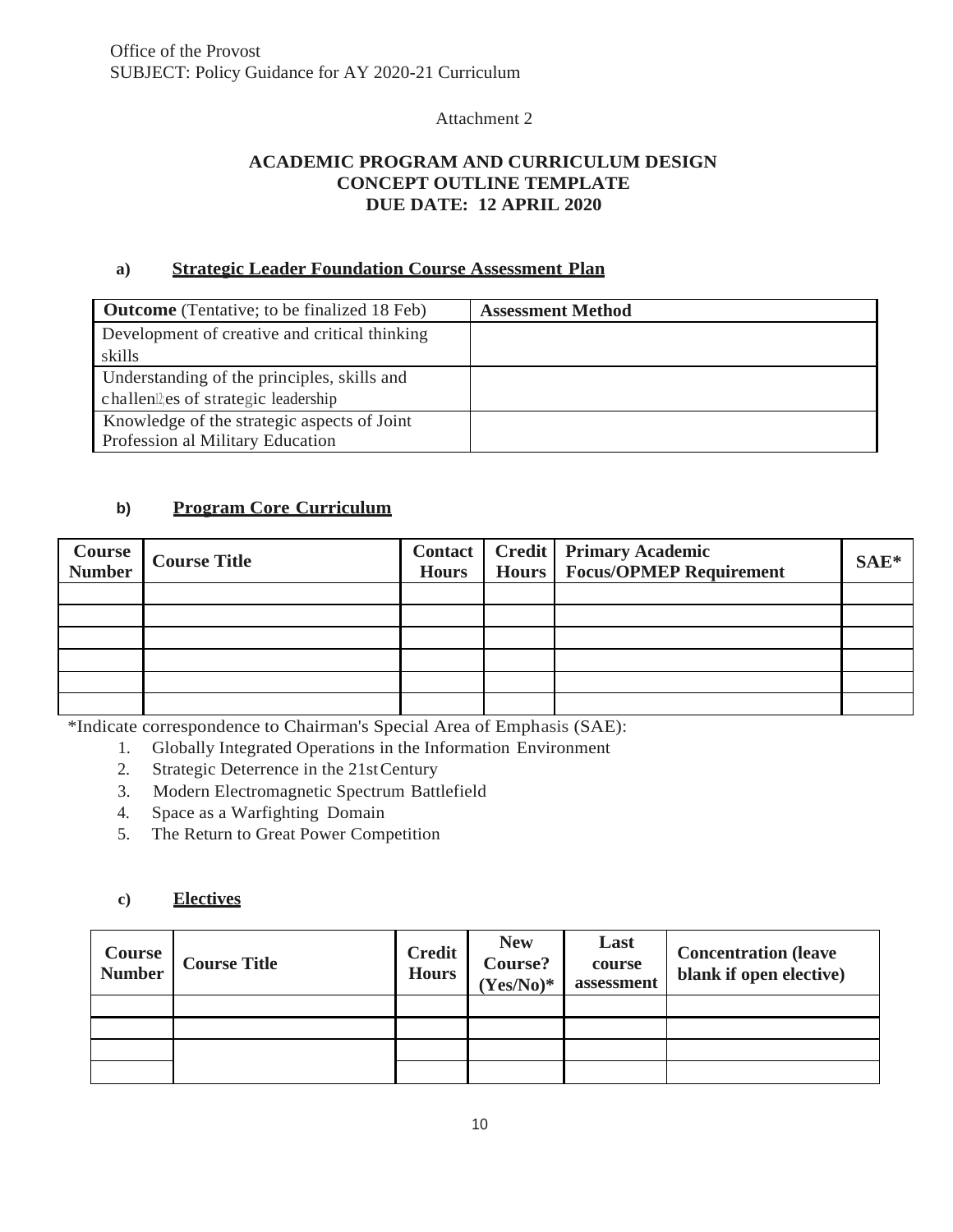Office of the Provost
SUBJECT: Policy Guidance for AY 2020-21 Curriculum

Attachment 2

**ACADEMIC PROGRAM AND CURRICULUM DESIGN**
**CONCEPT OUTLINE TEMPLATE**
**DUE DATE: 12 APRIL 2020**

**a) Strategic Leader Foundation Course Assessment Plan**

| **Outcome** (Tentative; to be finalized 18 Feb) | **Assessment Method** |
|---|---|
| Development of creative and critical thinking skills | |
| Understanding of the principles, skills and challenges of strategic leadership | |
| Knowledge of the strategic aspects of Joint Profession al Military Education | |

**b) Program Core Curriculum**

| Course Number | Course Title | Contact Hours | Credit Hours | Primary Academic Focus/OPMEP Requirement | SAE* |
|---|---|---|---|---|---|
| | | | | | |
| | | | | | |
| | | | | | |
| | | | | | |
| | | | | | |
| | | | | | |

*Indicate correspondence to Chairman's Special Area of Emphasis (SAE):

1. Globally Integrated Operations in the Information Environment
2. Strategic Deterrence in the 21st Century
3. Modern Electromagnetic Spectrum Battlefield
4. Space as a Warfighting Domain
5. The Return to Great Power Competition

**c) Electives**

| Course Number | Course Title | Credit Hours | New Course? (Yes/No)* | Last course assessment | Concentration (leave blank if open elective) |
|---|---|---|---|---|---|
| | | | | | |
| | | | | | |
| | | | | | |
| | | | | | |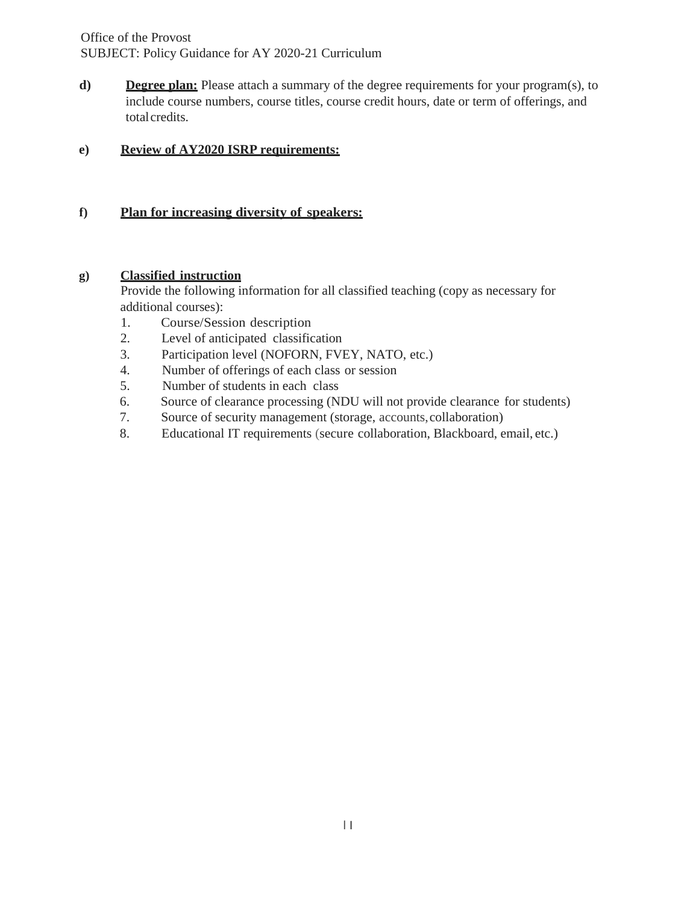**d)** **<u>Degree plan:</u>** Please attach a summary of the degree requirements for your program(s), to include course numbers, course titles, course credit hours, date or term of offerings, and total credits.

**e)** **<u>Review of AY2020 ISRP requirements:</u>**

**f)** **<u>Plan for increasing diversity of speakers:</u>**

**g)** **<u>Classified instruction</u>**

Provide the following information for all classified teaching (copy as necessary for additional courses):

1. Course/Session description
2. Level of anticipated classification
3. Participation level (NOFORN, FVEY, NATO, etc.)
4. Number of offerings of each class or session
5. Number of students in each class
6. Source of clearance processing (NDU will not provide clearance for students)
7. Source of security management (storage, accounts, collaboration)
8. Educational IT requirements (secure collaboration, Blackboard, email, etc.)